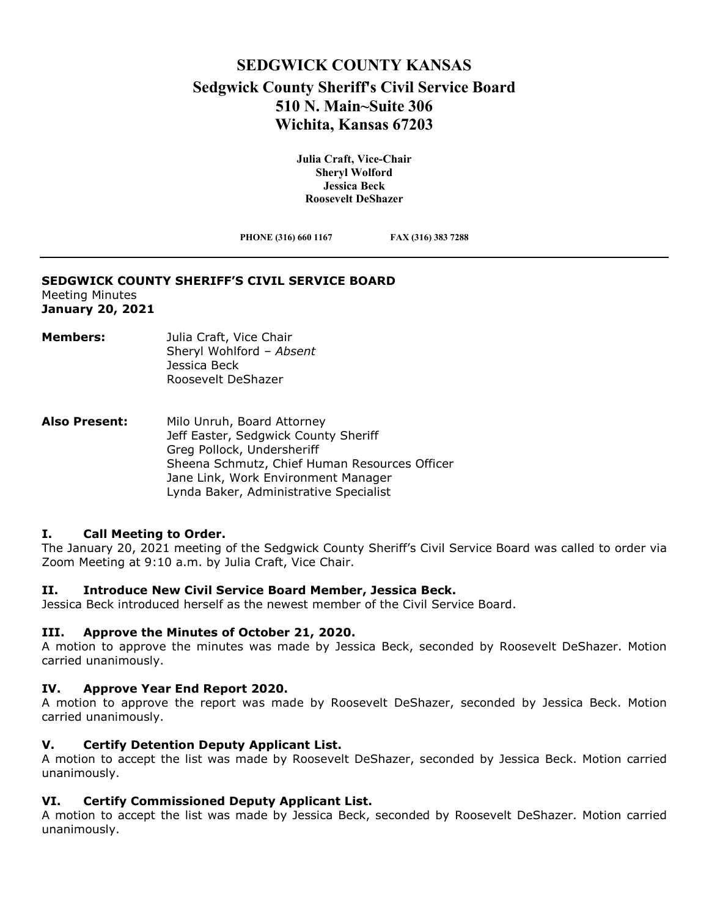# SEDGWICK COUNTY KANSAS
## Sedgwick County Sheriff's Civil Service Board
## 510 N. Main~Suite 306
## Wichita, Kansas 67203

**Julia Craft, Vice-Chair**
**Sheryl Wolford**
**Jessica Beck**
**Roosevelt DeShazer**

**PHONE (316) 660 1167** **FAX (316) 383 7288**

---

**SEDGWICK COUNTY SHERIFF'S CIVIL SERVICE BOARD**
Meeting Minutes
**January 20, 2021**

**Members:**
Julia Craft, Vice Chair
Sheryl Wohlford – *Absent*
Jessica Beck
Roosevelt DeShazer

**Also Present:**
Milo Unruh, Board Attorney
Jeff Easter, Sedgwick County Sheriff
Greg Pollock, Undersheriff
Sheena Schmutz, Chief Human Resources Officer
Jane Link, Work Environment Manager
Lynda Baker, Administrative Specialist

### I. Call Meeting to Order.

The January 20, 2021 meeting of the Sedgwick County Sheriff's Civil Service Board was called to order via Zoom Meeting at 9:10 a.m. by Julia Craft, Vice Chair.

### II. Introduce New Civil Service Board Member, Jessica Beck.

Jessica Beck introduced herself as the newest member of the Civil Service Board.

### III. Approve the Minutes of October 21, 2020.

A motion to approve the minutes was made by Jessica Beck, seconded by Roosevelt DeShazer. Motion carried unanimously.

### IV. Approve Year End Report 2020.

A motion to approve the report was made by Roosevelt DeShazer, seconded by Jessica Beck. Motion carried unanimously.

### V. Certify Detention Deputy Applicant List.

A motion to accept the list was made by Roosevelt DeShazer, seconded by Jessica Beck. Motion carried unanimously.

### VI. Certify Commissioned Deputy Applicant List.

A motion to accept the list was made by Jessica Beck, seconded by Roosevelt DeShazer. Motion carried unanimously.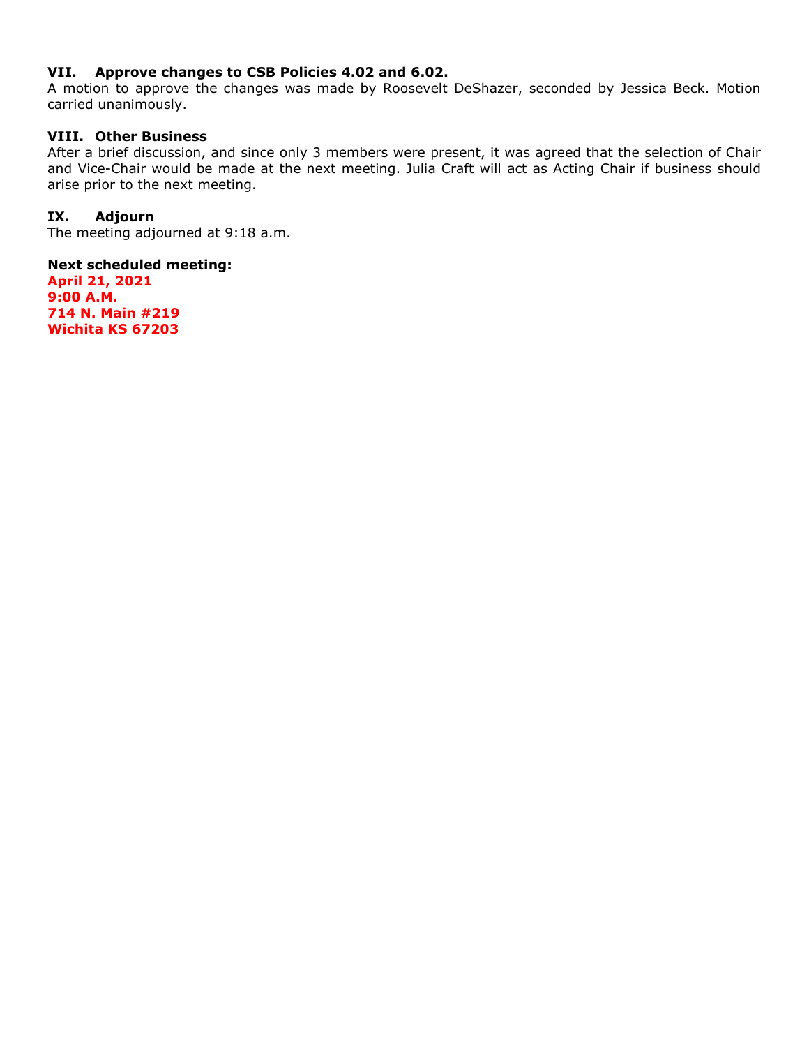### VII. Approve changes to CSB Policies 4.02 and 6.02.

A motion to approve the changes was made by Roosevelt DeShazer, seconded by Jessica Beck. Motion carried unanimously.

### VIII. Other Business

After a brief discussion, and since only 3 members were present, it was agreed that the selection of Chair and Vice-Chair would be made at the next meeting. Julia Craft will act as Acting Chair if business should arise prior to the next meeting.

### IX. Adjourn

The meeting adjourned at 9:18 a.m.

**Next scheduled meeting:**
**April 21, 2021**
**9:00 A.M.**
**714 N. Main #219**
**Wichita KS 67203**